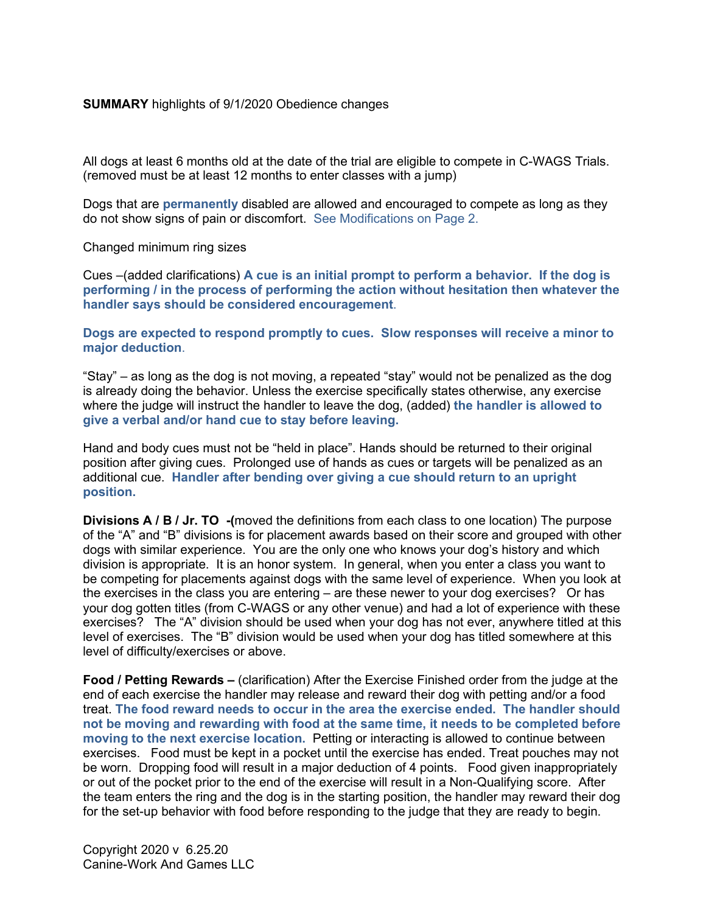**SUMMARY** highlights of 9/1/2020 Obedience changes

All dogs at least 6 months old at the date of the trial are eligible to compete in C-WAGS Trials. (removed must be at least 12 months to enter classes with a jump)

Dogs that are **permanently** disabled are allowed and encouraged to compete as long as they do not show signs of pain or discomfort. See Modifications on Page 2.

Changed minimum ring sizes

Cues –(added clarifications) **A cue is an initial prompt to perform a behavior. If the dog is performing / in the process of performing the action without hesitation then whatever the handler says should be considered encouragement**.

**Dogs are expected to respond promptly to cues. Slow responses will receive a minor to major deduction**.

"Stay" – as long as the dog is not moving, a repeated "stay" would not be penalized as the dog is already doing the behavior. Unless the exercise specifically states otherwise, any exercise where the judge will instruct the handler to leave the dog, (added) **the handler is allowed to give a verbal and/or hand cue to stay before leaving.**

Hand and body cues must not be "held in place". Hands should be returned to their original position after giving cues. Prolonged use of hands as cues or targets will be penalized as an additional cue. **Handler after bending over giving a cue should return to an upright position.**

**Divisions A / B / Jr. TO -(**moved the definitions from each class to one location) The purpose of the "A" and "B" divisions is for placement awards based on their score and grouped with other dogs with similar experience. You are the only one who knows your dog's history and which division is appropriate. It is an honor system. In general, when you enter a class you want to be competing for placements against dogs with the same level of experience. When you look at the exercises in the class you are entering – are these newer to your dog exercises? Or has your dog gotten titles (from C-WAGS or any other venue) and had a lot of experience with these exercises? The "A" division should be used when your dog has not ever, anywhere titled at this level of exercises. The "B" division would be used when your dog has titled somewhere at this level of difficulty/exercises or above.

**Food / Petting Rewards –** (clarification) After the Exercise Finished order from the judge at the end of each exercise the handler may release and reward their dog with petting and/or a food treat. **The food reward needs to occur in the area the exercise ended. The handler should not be moving and rewarding with food at the same time, it needs to be completed before moving to the next exercise location.** Petting or interacting is allowed to continue between exercises. Food must be kept in a pocket until the exercise has ended. Treat pouches may not be worn. Dropping food will result in a major deduction of 4 points. Food given inappropriately or out of the pocket prior to the end of the exercise will result in a Non-Qualifying score. After the team enters the ring and the dog is in the starting position, the handler may reward their dog for the set-up behavior with food before responding to the judge that they are ready to begin.

Copyright 2020 v 6.25.20
Canine-Work And Games LLC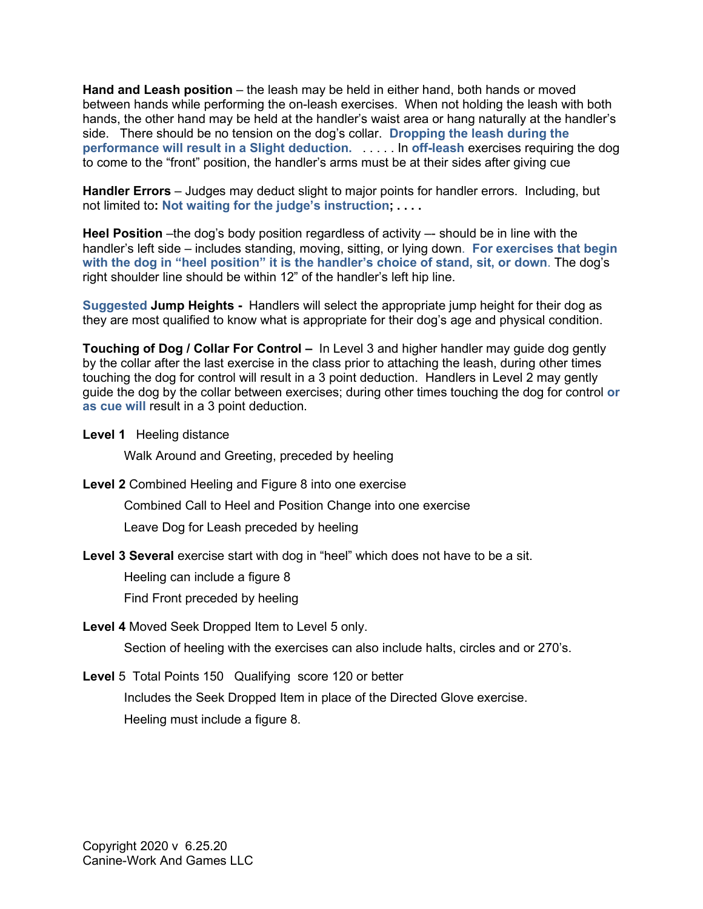**Hand and Leash position** – the leash may be held in either hand, both hands or moved between hands while performing the on-leash exercises. When not holding the leash with both hands, the other hand may be held at the handler's waist area or hang naturally at the handler's side. There should be no tension on the dog's collar. **Dropping the leash during the performance will result in a Slight deduction.** . . . . . In **off-leash** exercises requiring the dog to come to the "front" position, the handler's arms must be at their sides after giving cue

**Handler Errors** – Judges may deduct slight to major points for handler errors. Including, but not limited to**:** **Not waiting for the judge's instruction; . . . .**

**Heel Position** –the dog's body position regardless of activity –- should be in line with the handler's left side – includes standing, moving, sitting, or lying down. **For exercises that begin with the dog in "heel position" it is the handler's choice of stand, sit, or down**. The dog's right shoulder line should be within 12" of the handler's left hip line.

**Suggested Jump Heights -** Handlers will select the appropriate jump height for their dog as they are most qualified to know what is appropriate for their dog's age and physical condition.

**Touching of Dog / Collar For Control –** In Level 3 and higher handler may guide dog gently by the collar after the last exercise in the class prior to attaching the leash, during other times touching the dog for control will result in a 3 point deduction. Handlers in Level 2 may gently guide the dog by the collar between exercises; during other times touching the dog for control **or as cue will** result in a 3 point deduction.

**Level 1** Heeling distance

Walk Around and Greeting, preceded by heeling

**Level 2** Combined Heeling and Figure 8 into one exercise

Combined Call to Heel and Position Change into one exercise

Leave Dog for Leash preceded by heeling

**Level 3 Several** exercise start with dog in "heel" which does not have to be a sit.

Heeling can include a figure 8

Find Front preceded by heeling

**Level 4** Moved Seek Dropped Item to Level 5 only.

Section of heeling with the exercises can also include halts, circles and or 270's.

**Level** 5 Total Points 150 Qualifying score 120 or better

Includes the Seek Dropped Item in place of the Directed Glove exercise.

Heeling must include a figure 8.

Copyright 2020 v 6.25.20
Canine-Work And Games LLC